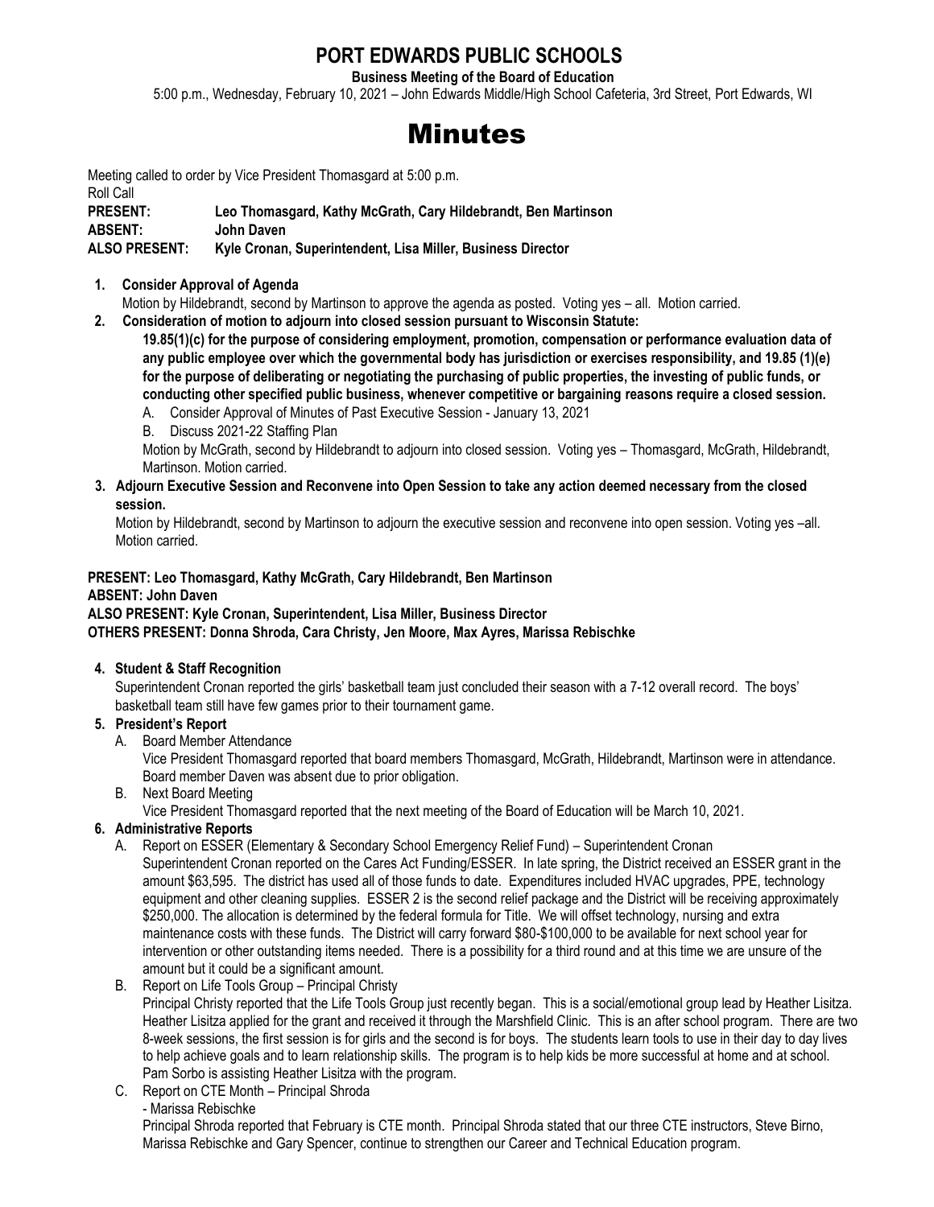# PORT EDWARDS PUBLIC SCHOOLS

**Business Meeting of the Board of Education**

5:00 p.m., Wednesday, February 10, 2021 – John Edwards Middle/High School Cafeteria, 3rd Street, Port Edwards, WI

# Minutes

Meeting called to order by Vice President Thomasgard at 5:00 p.m.

Roll Call

**PRESENT:** **Leo Thomasgard, Kathy McGrath, Cary Hildebrandt, Ben Martinson**
**ABSENT:** **John Daven**
**ALSO PRESENT:** **Kyle Cronan, Superintendent, Lisa Miller, Business Director**

1. **Consider Approval of Agenda**
   Motion by Hildebrandt, second by Martinson to approve the agenda as posted. Voting yes – all. Motion carried.
2. **Consideration of motion to adjourn into closed session pursuant to Wisconsin Statute:**
   **19.85(1)(c) for the purpose of considering employment, promotion, compensation or performance evaluation data of any public employee over which the governmental body has jurisdiction or exercises responsibility, and 19.85 (1)(e) for the purpose of deliberating or negotiating the purchasing of public properties, the investing of public funds, or conducting other specified public business, whenever competitive or bargaining reasons require a closed session.**
   A. Consider Approval of Minutes of Past Executive Session - January 13, 2021
   B. Discuss 2021-22 Staffing Plan

   Motion by McGrath, second by Hildebrandt to adjourn into closed session. Voting yes – Thomasgard, McGrath, Hildebrandt, Martinson. Motion carried.
3. **Adjourn Executive Session and Reconvene into Open Session to take any action deemed necessary from the closed session.**
   Motion by Hildebrandt, second by Martinson to adjourn the executive session and reconvene into open session. Voting yes –all. Motion carried.

**PRESENT: Leo Thomasgard, Kathy McGrath, Cary Hildebrandt, Ben Martinson**
**ABSENT: John Daven**
**ALSO PRESENT: Kyle Cronan, Superintendent, Lisa Miller, Business Director**
**OTHERS PRESENT: Donna Shroda, Cara Christy, Jen Moore, Max Ayres, Marissa Rebischke**

4. **Student & Staff Recognition**
   Superintendent Cronan reported the girls' basketball team just concluded their season with a 7-12 overall record. The boys' basketball team still have few games prior to their tournament game.
5. **President's Report**
   A. Board Member Attendance
   Vice President Thomasgard reported that board members Thomasgard, McGrath, Hildebrandt, Martinson were in attendance. Board member Daven was absent due to prior obligation.
   B. Next Board Meeting
   Vice President Thomasgard reported that the next meeting of the Board of Education will be March 10, 2021.
6. **Administrative Reports**
   A. Report on ESSER (Elementary & Secondary School Emergency Relief Fund) – Superintendent Cronan
   Superintendent Cronan reported on the Cares Act Funding/ESSER. In late spring, the District received an ESSER grant in the amount $63,595. The district has used all of those funds to date. Expenditures included HVAC upgrades, PPE, technology equipment and other cleaning supplies. ESSER 2 is the second relief package and the District will be receiving approximately $250,000. The allocation is determined by the federal formula for Title. We will offset technology, nursing and extra maintenance costs with these funds. The District will carry forward $80-$100,000 to be available for next school year for intervention or other outstanding items needed. There is a possibility for a third round and at this time we are unsure of the amount but it could be a significant amount.
   B. Report on Life Tools Group – Principal Christy
   Principal Christy reported that the Life Tools Group just recently began. This is a social/emotional group lead by Heather Lisitza. Heather Lisitza applied for the grant and received it through the Marshfield Clinic. This is an after school program. There are two 8-week sessions, the first session is for girls and the second is for boys. The students learn tools to use in their day to day lives to help achieve goals and to learn relationship skills. The program is to help kids be more successful at home and at school. Pam Sorbo is assisting Heather Lisitza with the program.
   C. Report on CTE Month – Principal Shroda
   - Marissa Rebischke

   Principal Shroda reported that February is CTE month. Principal Shroda stated that our three CTE instructors, Steve Birno, Marissa Rebischke and Gary Spencer, continue to strengthen our Career and Technical Education program.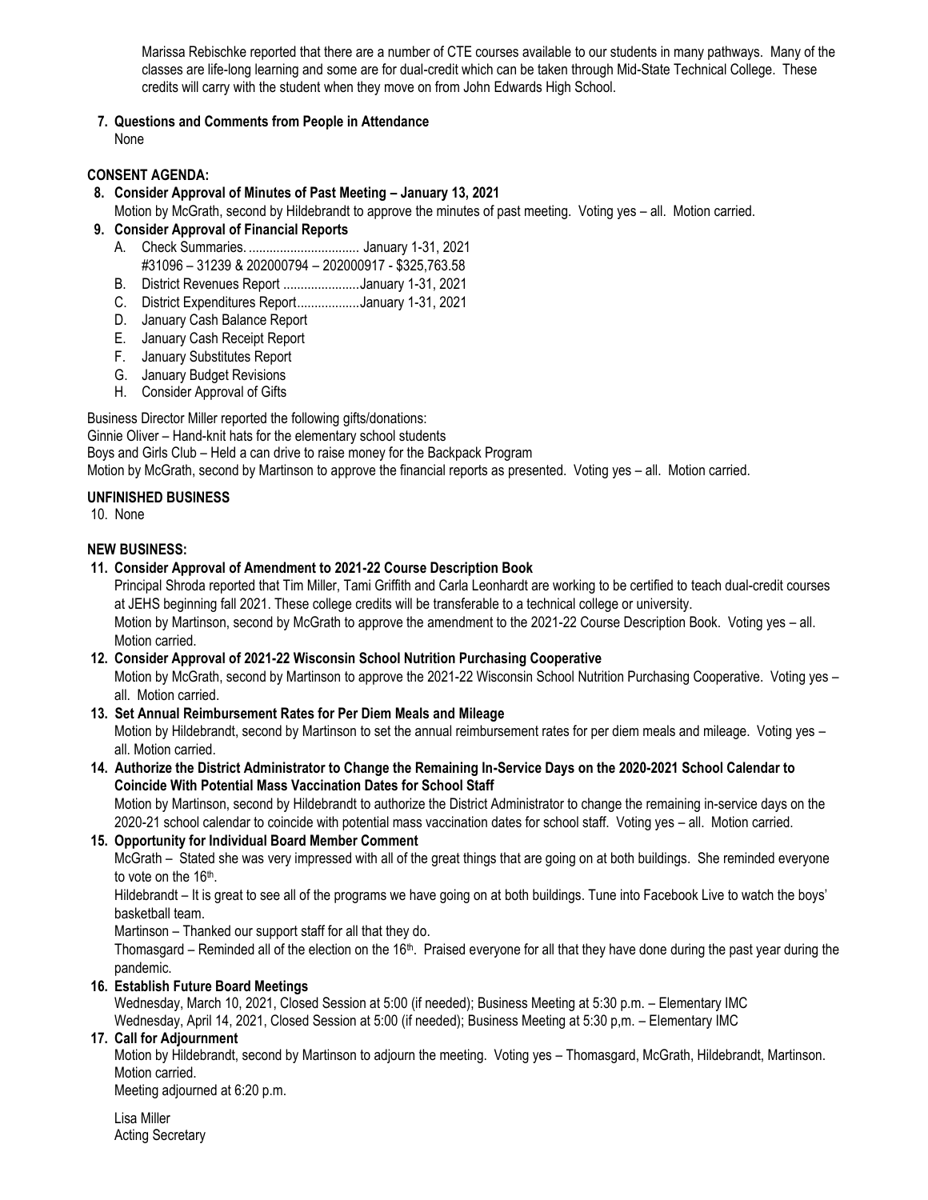Marissa Rebischke reported that there are a number of CTE courses available to our students in many pathways. Many of the classes are life-long learning and some are for dual-credit which can be taken through Mid-State Technical College. These credits will carry with the student when they move on from John Edwards High School.

**7. Questions and Comments from People in Attendance**

None

**CONSENT AGENDA:**

**8. Consider Approval of Minutes of Past Meeting – January 13, 2021**

Motion by McGrath, second by Hildebrandt to approve the minutes of past meeting. Voting yes – all. Motion carried.

**9. Consider Approval of Financial Reports**

A. Check Summaries................................ January 1-31, 2021
   #31096 – 31239 & 202000794 – 202000917 - $325,763.58
B. District Revenues Report ......................January 1-31, 2021
C. District Expenditures Report..................January 1-31, 2021
D. January Cash Balance Report
E. January Cash Receipt Report
F. January Substitutes Report
G. January Budget Revisions
H. Consider Approval of Gifts

Business Director Miller reported the following gifts/donations:

Ginnie Oliver – Hand-knit hats for the elementary school students

Boys and Girls Club – Held a can drive to raise money for the Backpack Program

Motion by McGrath, second by Martinson to approve the financial reports as presented. Voting yes – all. Motion carried.

**UNFINISHED BUSINESS**

10. None

**NEW BUSINESS:**

**11. Consider Approval of Amendment to 2021-22 Course Description Book**

Principal Shroda reported that Tim Miller, Tami Griffith and Carla Leonhardt are working to be certified to teach dual-credit courses at JEHS beginning fall 2021. These college credits will be transferable to a technical college or university.

Motion by Martinson, second by McGrath to approve the amendment to the 2021-22 Course Description Book. Voting yes – all. Motion carried.

**12. Consider Approval of 2021-22 Wisconsin School Nutrition Purchasing Cooperative**

Motion by McGrath, second by Martinson to approve the 2021-22 Wisconsin School Nutrition Purchasing Cooperative. Voting yes – all. Motion carried.

**13. Set Annual Reimbursement Rates for Per Diem Meals and Mileage**

Motion by Hildebrandt, second by Martinson to set the annual reimbursement rates for per diem meals and mileage. Voting yes – all. Motion carried.

**14. Authorize the District Administrator to Change the Remaining In-Service Days on the 2020-2021 School Calendar to Coincide With Potential Mass Vaccination Dates for School Staff**

Motion by Martinson, second by Hildebrandt to authorize the District Administrator to change the remaining in-service days on the 2020-21 school calendar to coincide with potential mass vaccination dates for school staff. Voting yes – all. Motion carried.

**15. Opportunity for Individual Board Member Comment**

McGrath – Stated she was very impressed with all of the great things that are going on at both buildings. She reminded everyone to vote on the 16th.

Hildebrandt – It is great to see all of the programs we have going on at both buildings. Tune into Facebook Live to watch the boys' basketball team.

Martinson – Thanked our support staff for all that they do.

Thomasgard – Reminded all of the election on the 16th. Praised everyone for all that they have done during the past year during the pandemic.

**16. Establish Future Board Meetings**

Wednesday, March 10, 2021, Closed Session at 5:00 (if needed); Business Meeting at 5:30 p.m. – Elementary IMC

Wednesday, April 14, 2021, Closed Session at 5:00 (if needed); Business Meeting at 5:30 p,m. – Elementary IMC

**17. Call for Adjournment**

Motion by Hildebrandt, second by Martinson to adjourn the meeting. Voting yes – Thomasgard, McGrath, Hildebrandt, Martinson. Motion carried.

Meeting adjourned at 6:20 p.m.

Lisa Miller
Acting Secretary